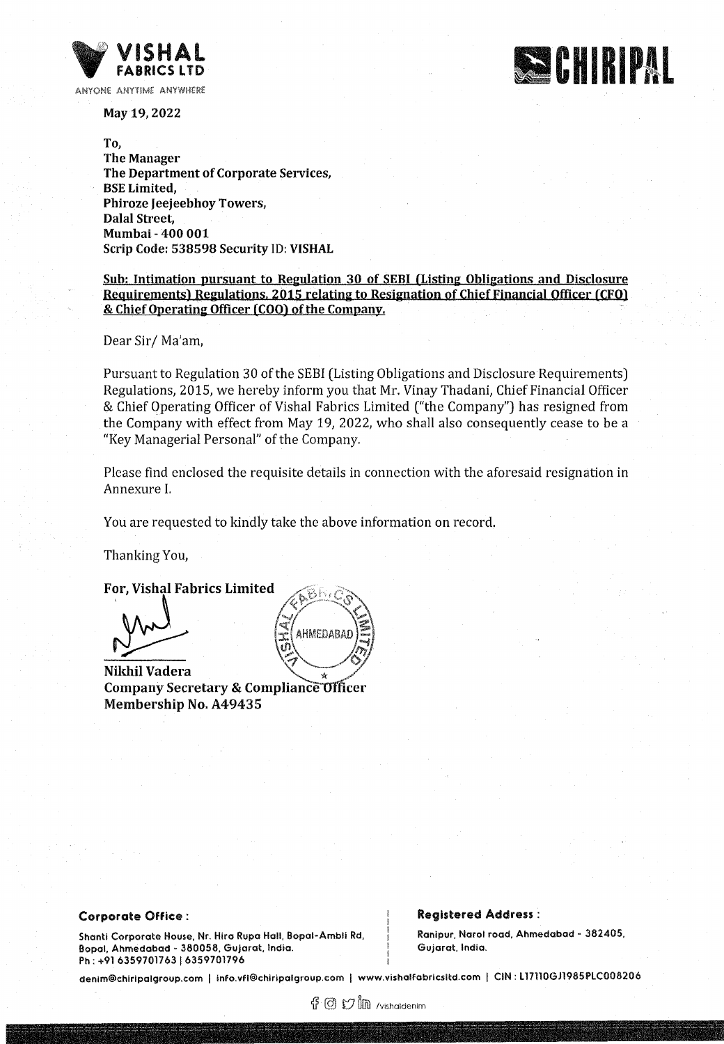VISHAL FABRICS LTD

ANYONE ANYTIME ANYWHERE

CHIRIPAL

**May 19, 2022**

**To,**
**The Manager**
**The Department of Corporate Services,**
**BSE Limited,**
**Phiroze Jeejeebhoy Towers,**
**Dalal Street,**
**Mumbai - 400 001**
**Scrip Code: 538598 Security** ID: **VISHAL**

**Sub: Intimation pursuant to Regulation 30 of SEBI (Listing Obligations and Disclosure Requirements) Regulations, 2015 relating to Resignation of Chief Financial Officer (CFO) & Chief Operating Officer (COO) of the Company.**

Dear Sir/ Ma'am,

Pursuant to Regulation 30 of the SEBI (Listing Obligations and Disclosure Requirements) Regulations, 2015, we hereby inform you that Mr. Vinay Thadani, Chief Financial Officer & Chief Operating Officer of Vishal Fabrics Limited ("the Company") has resigned from the Company with effect from May 19, 2022, who shall also consequently cease to be a "Key Managerial Personal" of the Company.

Please find enclosed the requisite details in connection with the aforesaid resignation in Annexure I.

You are requested to kindly take the above information on record.

Thanking You,

**For, Vishal Fabrics Limited**

**Nikhil Vadera**
**Company Secretary & Compliance Officer**
**Membership No. A49435**

**Corporate Office:**

Shanti Corporate House, Nr. Hira Rupa Hall, Bopal-Ambli Rd, Bopal, Ahmedabad - 380058, Gujarat, India.
Ph: +91 6359701763 | 6359701796

**Registered Address:**

Ranipur, Narol road, Ahmedabad - 382405, Gujarat, India.

denim@chiripalgroup.com | info.vfl@chiripalgroup.com | www.vishalfabricsltd.com | CIN: L17110GJ1985PLC008206

/vishaldenim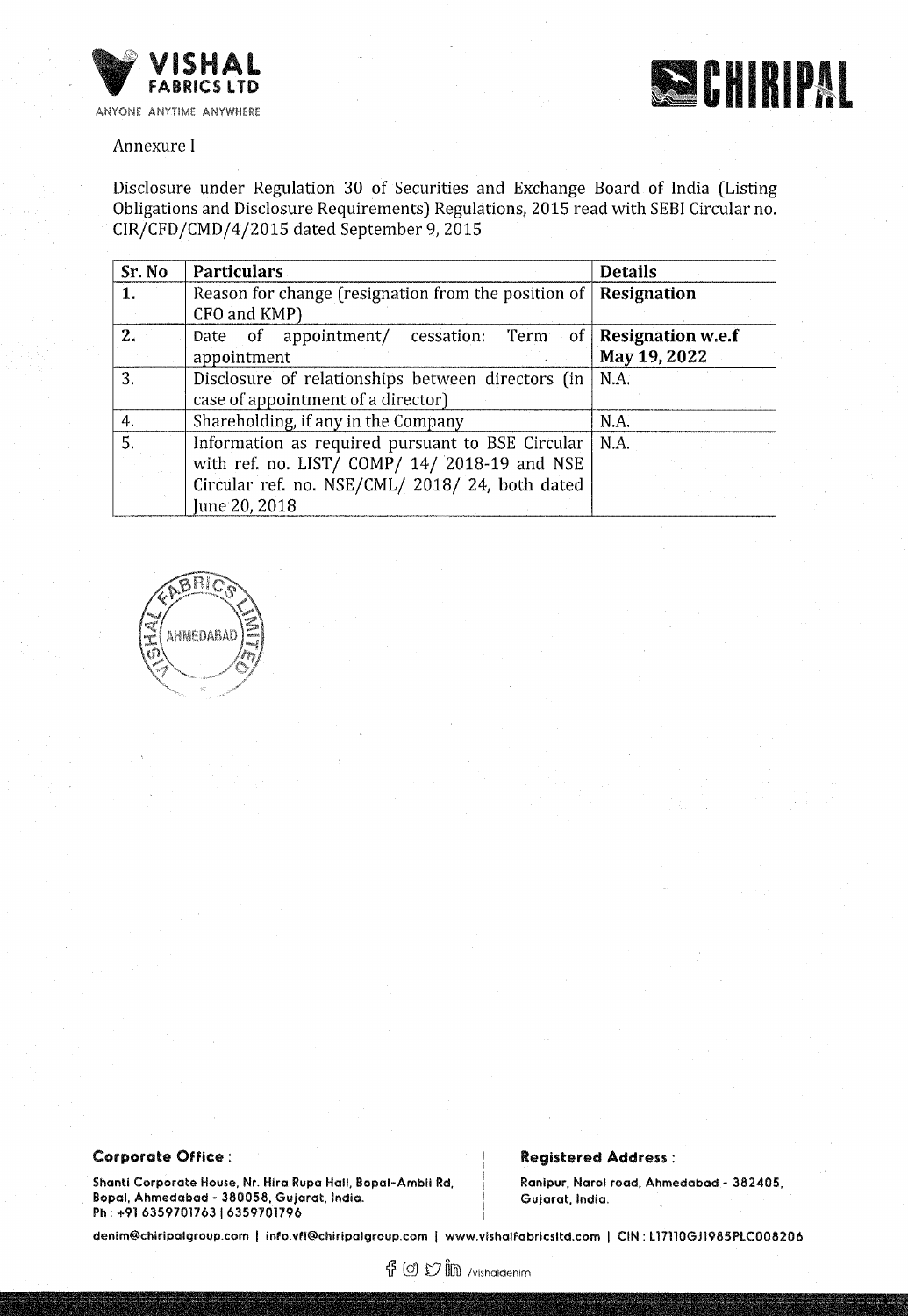Annexure I

Disclosure under Regulation 30 of Securities and Exchange Board of India (Listing Obligations and Disclosure Requirements) Regulations, 2015 read with SEBI Circular no. CIR/CFD/CMD/4/2015 dated September 9, 2015

| Sr. No | Particulars | Details |
|---|---|---|
| 1. | Reason for change (resignation from the position of CFO and KMP) | **Resignation** |
| 2. | Date of appointment/ cessation: Term of appointment | **Resignation w.e.f May 19, 2022** |
| 3. | Disclosure of relationships between directors (in case of appointment of a director) | N.A. |
| 4. | Shareholding, if any in the Company | N.A. |
| 5. | Information as required pursuant to BSE Circular with ref. no. LIST/ COMP/ 14/ 2018-19 and NSE Circular ref. no. NSE/CML/ 2018/ 24, both dated June 20, 2018 | N.A. |

**Corporate Office :**

Shanti Corporate House, Nr. Hira Rupa Hall, Bopal-Ambli Rd, Bopal, Ahmedabad - 380058, Gujarat, India.
Ph : +91 6359701763 | 6359701796

**Registered Address :**

Ranipur, Narol road, Ahmedabad - 382405, Gujarat, India.

denim@chiripalgroup.com | info.vfl@chiripalgroup.com | www.vishalfabricsltd.com | CIN : L17110GJ1985PLC008206